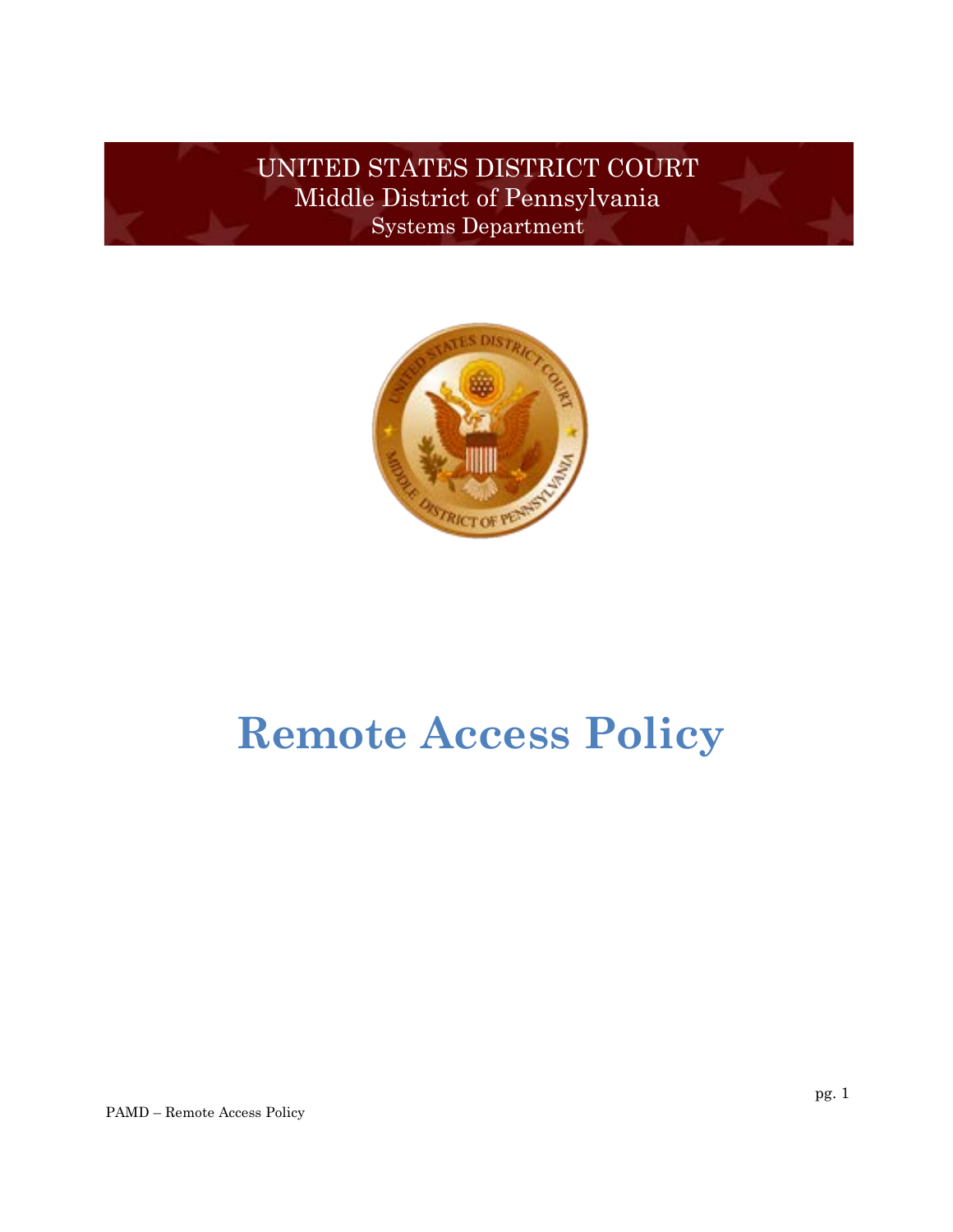UNITED STATES DISTRICT COURT
Middle District of Pennsylvania
Systems Department

# Remote Access Policy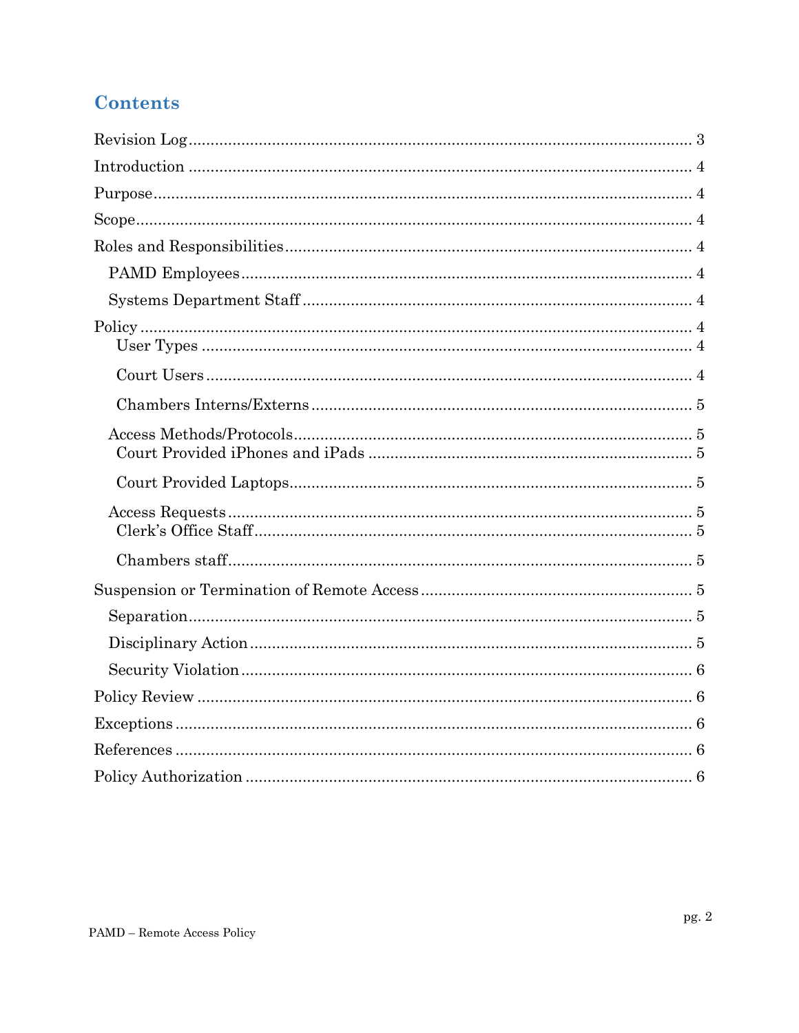# Contents

- Revision Log ... 3
- Introduction ... 4
- Purpose ... 4
- Scope ... 4
- Roles and Responsibilities ... 4
  - PAMD Employees ... 4
  - Systems Department Staff ... 4
- Policy ... 4
    - User Types ... 4
    - Court Users ... 4
    - Chambers Interns/Externs ... 5
  - Access Methods/Protocols ... 5
    - Court Provided iPhones and iPads ... 5
    - Court Provided Laptops ... 5
  - Access Requests ... 5
    - Clerk's Office Staff ... 5
    - Chambers staff ... 5
- Suspension or Termination of Remote Access ... 5
  - Separation ... 5
  - Disciplinary Action ... 5
  - Security Violation ... 6
- Policy Review ... 6
- Exceptions ... 6
- References ... 6
- Policy Authorization ... 6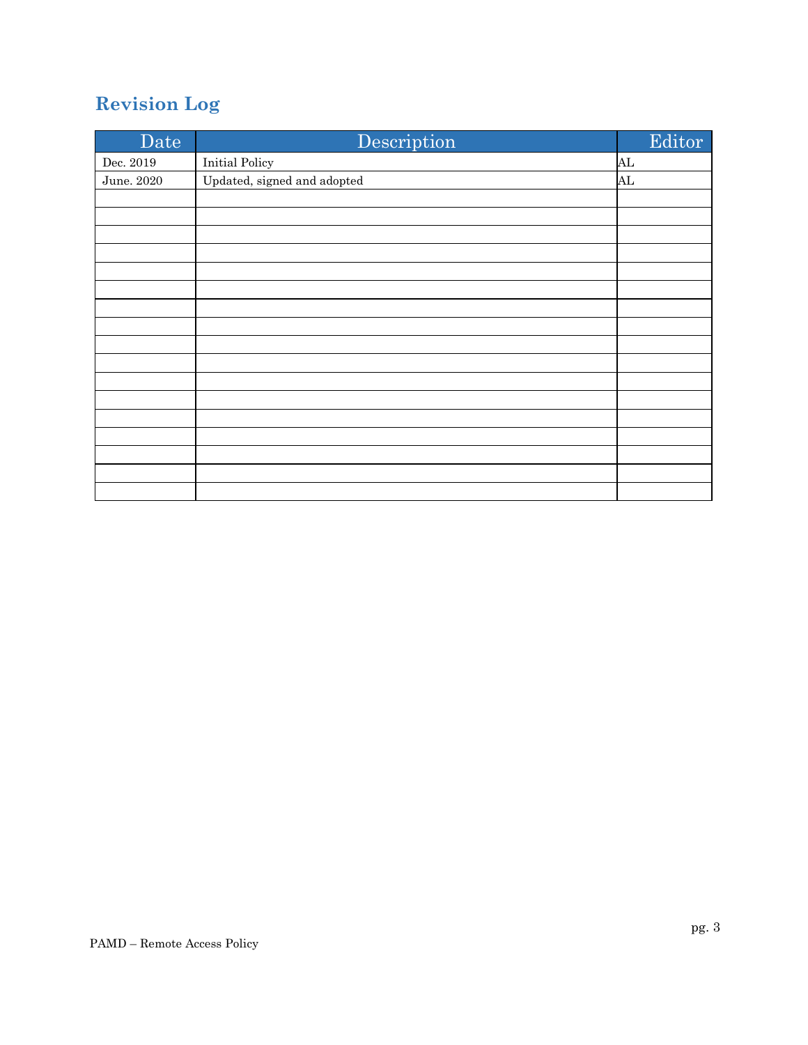## Revision Log

| Date | Description | Editor |
|---|---|---|
| Dec. 2019 | Initial Policy | AL |
| June. 2020 | Updated, signed and adopted | AL |
| | | |
| | | |
| | | |
| | | |
| | | |
| | | |
| | | |
| | | |
| | | |
| | | |
| | | |
| | | |
| | | |
| | | |
| | | |
| | | |
| | | |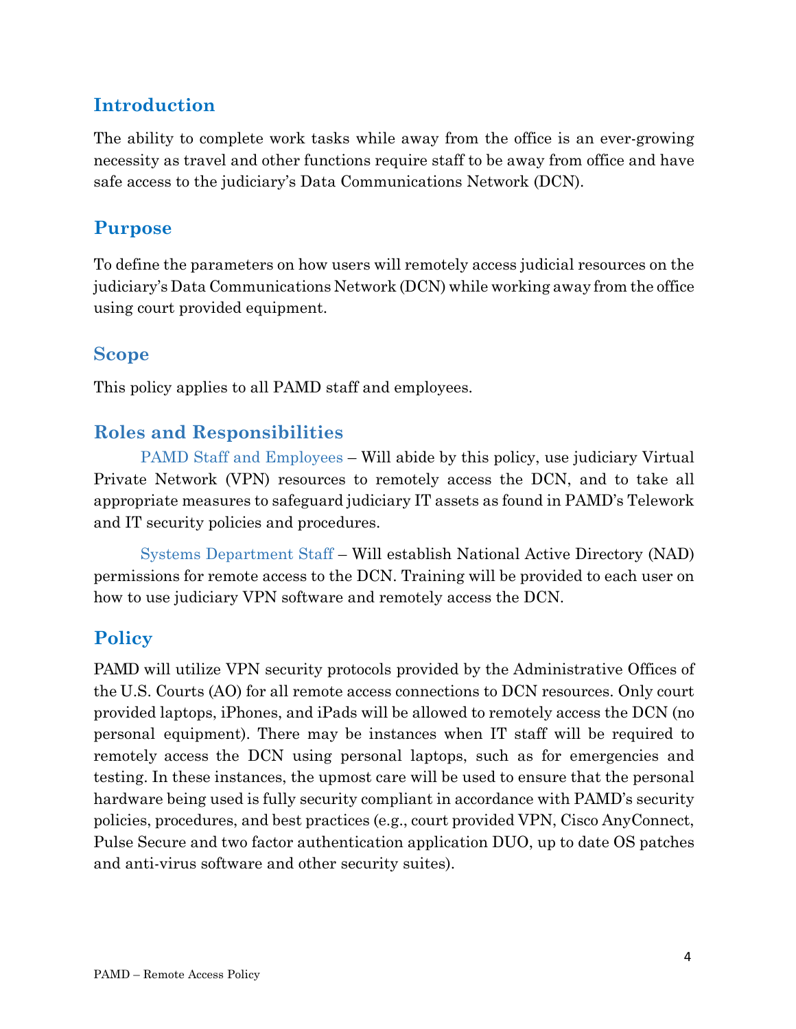## Introduction

The ability to complete work tasks while away from the office is an ever-growing necessity as travel and other functions require staff to be away from office and have safe access to the judiciary's Data Communications Network (DCN).

## Purpose

To define the parameters on how users will remotely access judicial resources on the judiciary's Data Communications Network (DCN) while working away from the office using court provided equipment.

## Scope

This policy applies to all PAMD staff and employees.

## Roles and Responsibilities

PAMD Staff and Employees – Will abide by this policy, use judiciary Virtual Private Network (VPN) resources to remotely access the DCN, and to take all appropriate measures to safeguard judiciary IT assets as found in PAMD's Telework and IT security policies and procedures.

Systems Department Staff – Will establish National Active Directory (NAD) permissions for remote access to the DCN. Training will be provided to each user on how to use judiciary VPN software and remotely access the DCN.

## Policy

PAMD will utilize VPN security protocols provided by the Administrative Offices of the U.S. Courts (AO) for all remote access connections to DCN resources. Only court provided laptops, iPhones, and iPads will be allowed to remotely access the DCN (no personal equipment). There may be instances when IT staff will be required to remotely access the DCN using personal laptops, such as for emergencies and testing. In these instances, the upmost care will be used to ensure that the personal hardware being used is fully security compliant in accordance with PAMD's security policies, procedures, and best practices (e.g., court provided VPN, Cisco AnyConnect, Pulse Secure and two factor authentication application DUO, up to date OS patches and anti-virus software and other security suites).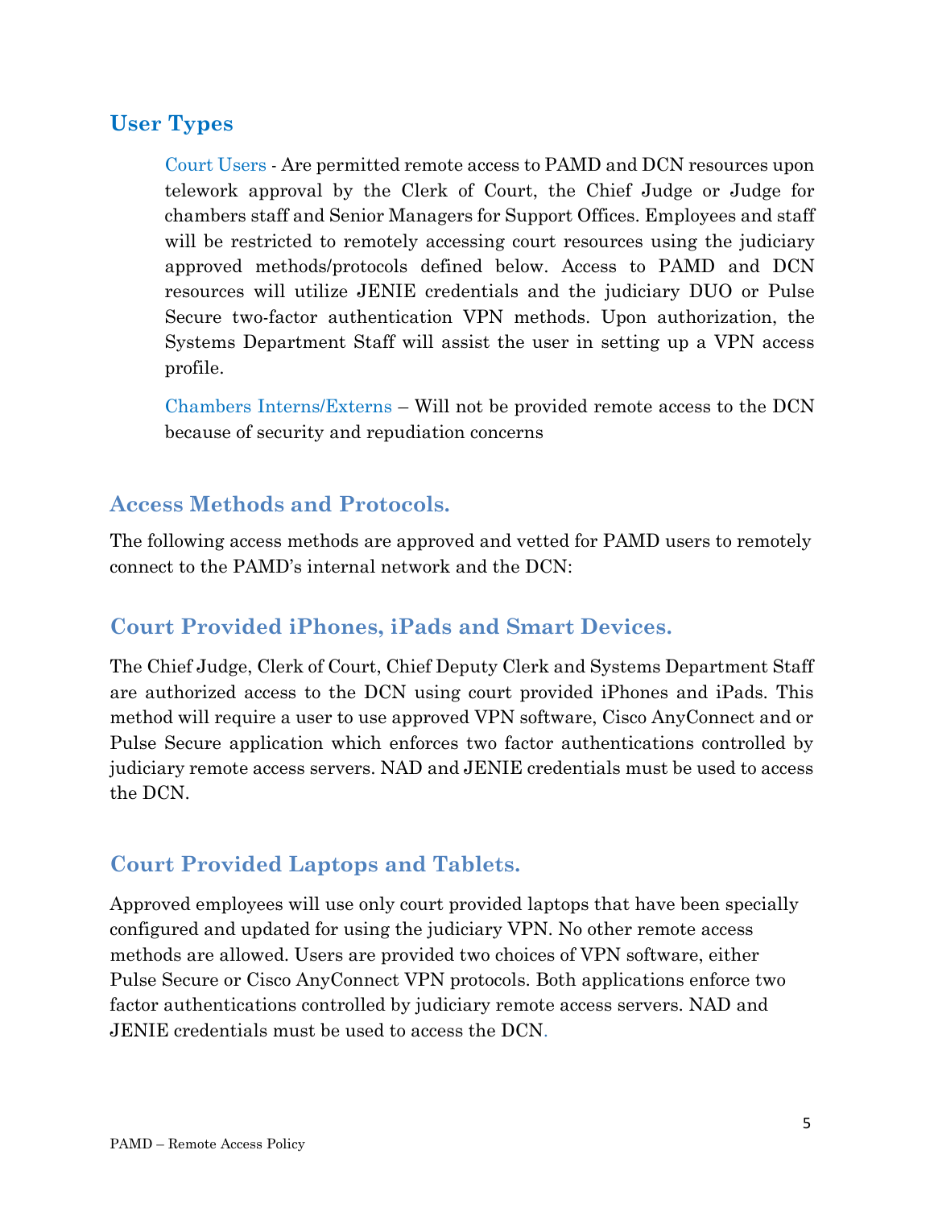## User Types

Court Users - Are permitted remote access to PAMD and DCN resources upon telework approval by the Clerk of Court, the Chief Judge or Judge for chambers staff and Senior Managers for Support Offices. Employees and staff will be restricted to remotely accessing court resources using the judiciary approved methods/protocols defined below. Access to PAMD and DCN resources will utilize JENIE credentials and the judiciary DUO or Pulse Secure two-factor authentication VPN methods. Upon authorization, the Systems Department Staff will assist the user in setting up a VPN access profile.

Chambers Interns/Externs – Will not be provided remote access to the DCN because of security and repudiation concerns

## Access Methods and Protocols.

The following access methods are approved and vetted for PAMD users to remotely connect to the PAMD's internal network and the DCN:

## Court Provided iPhones, iPads and Smart Devices.

The Chief Judge, Clerk of Court, Chief Deputy Clerk and Systems Department Staff are authorized access to the DCN using court provided iPhones and iPads. This method will require a user to use approved VPN software, Cisco AnyConnect and or Pulse Secure application which enforces two factor authentications controlled by judiciary remote access servers. NAD and JENIE credentials must be used to access the DCN.

## Court Provided Laptops and Tablets.

Approved employees will use only court provided laptops that have been specially configured and updated for using the judiciary VPN. No other remote access methods are allowed. Users are provided two choices of VPN software, either Pulse Secure or Cisco AnyConnect VPN protocols. Both applications enforce two factor authentications controlled by judiciary remote access servers. NAD and JENIE credentials must be used to access the DCN.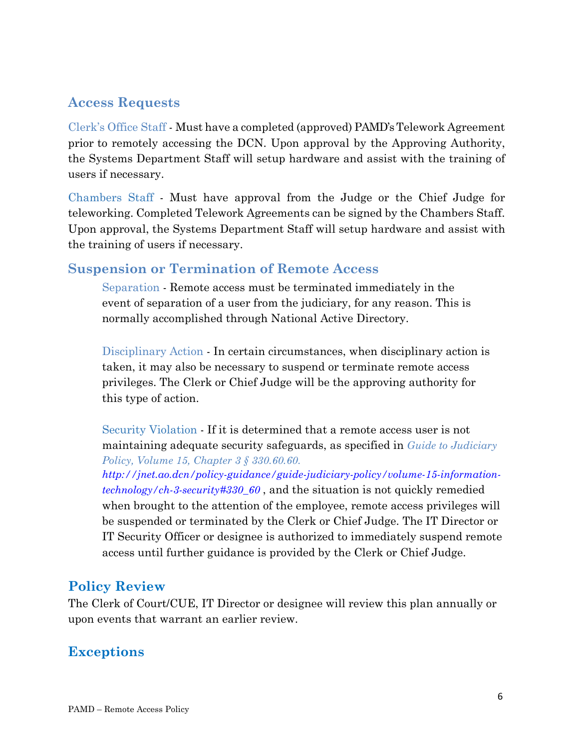## Access Requests

Clerk's Office Staff - Must have a completed (approved) PAMD's Telework Agreement prior to remotely accessing the DCN. Upon approval by the Approving Authority, the Systems Department Staff will setup hardware and assist with the training of users if necessary.

Chambers Staff - Must have approval from the Judge or the Chief Judge for teleworking. Completed Telework Agreements can be signed by the Chambers Staff. Upon approval, the Systems Department Staff will setup hardware and assist with the training of users if necessary.

## Suspension or Termination of Remote Access

Separation - Remote access must be terminated immediately in the event of separation of a user from the judiciary, for any reason. This is normally accomplished through National Active Directory.

Disciplinary Action - In certain circumstances, when disciplinary action is taken, it may also be necessary to suspend or terminate remote access privileges. The Clerk or Chief Judge will be the approving authority for this type of action.

Security Violation - If it is determined that a remote access user is not maintaining adequate security safeguards, as specified in *Guide to Judiciary Policy, Volume 15, Chapter 3 § 330.60.60.* *http://jnet.ao.dcn/policy-guidance/guide-judiciary-policy/volume-15-information-technology/ch-3-security#330_60* , and the situation is not quickly remedied when brought to the attention of the employee, remote access privileges will be suspended or terminated by the Clerk or Chief Judge. The IT Director or IT Security Officer or designee is authorized to immediately suspend remote access until further guidance is provided by the Clerk or Chief Judge.

## Policy Review

The Clerk of Court/CUE, IT Director or designee will review this plan annually or upon events that warrant an earlier review.

## Exceptions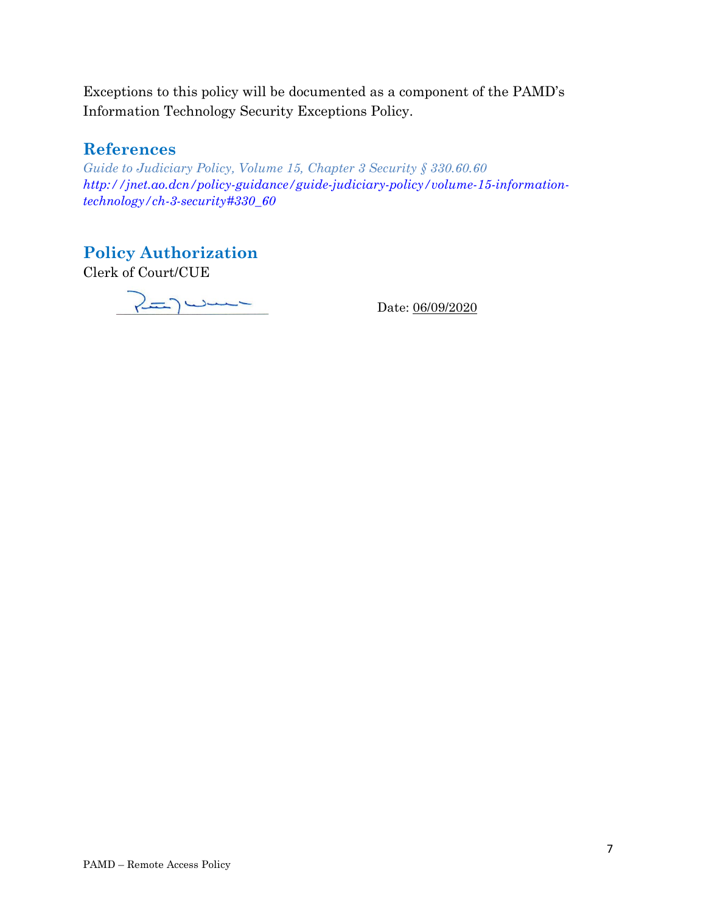Exceptions to this policy will be documented as a component of the PAMD's Information Technology Security Exceptions Policy.

## References

*Guide to Judiciary Policy, Volume 15, Chapter 3 Security § 330.60.60*
*http://jnet.ao.dcn/policy-guidance/guide-judiciary-policy/volume-15-information-technology/ch-3-security#330_60*

## Policy Authorization

Clerk of Court/CUE

Date: 06/09/2020